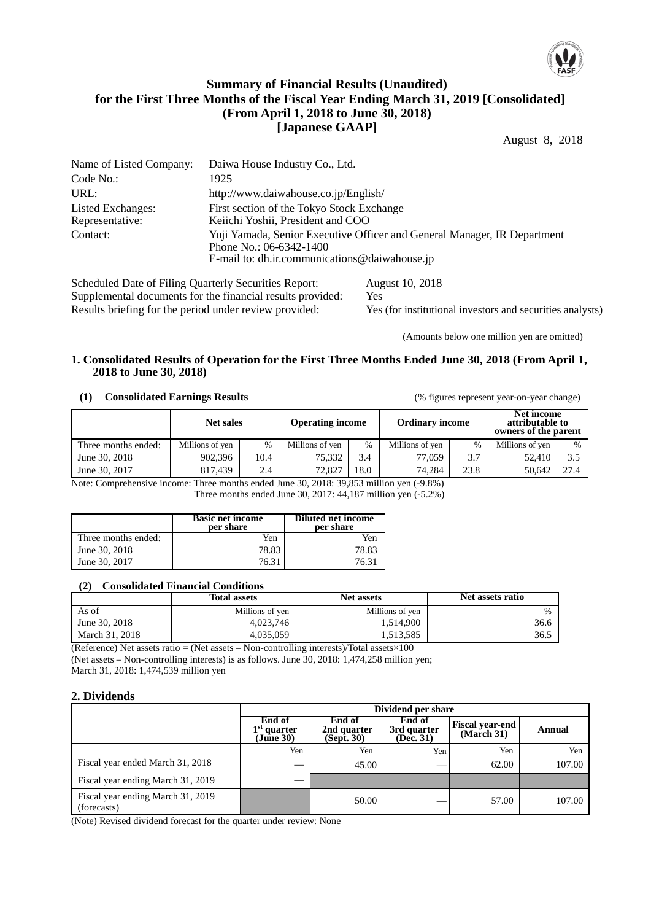# Summary of Financial Results (Unaudited) for the First Three Months of the Fiscal Year Ending March 31, 2019 [Consolidated] (From April 1, 2018 to June 30, 2018) [Japanese GAAP]

August 8, 2018

| | |
|---|---|
| Name of Listed Company: | Daiwa House Industry Co., Ltd. |
| Code No.: | 1925 |
| URL: | http://www.daiwahouse.co.jp/English/ |
| Listed Exchanges: | First section of the Tokyo Stock Exchange |
| Representative: | Keiichi Yoshii, President and COO |
| Contact: | Yuji Yamada, Senior Executive Officer and General Manager, IR Department<br>Phone No.: 06-6342-1400<br>E-mail to: dh.ir.communications@daiwahouse.jp |

| | |
|---|---|
| Scheduled Date of Filing Quarterly Securities Report: | August 10, 2018 |
| Supplemental documents for the financial results provided: | Yes |
| Results briefing for the period under review provided: | Yes (for institutional investors and securities analysts) |

(Amounts below one million yen are omitted)

## 1. Consolidated Results of Operation for the First Three Months Ended June 30, 2018 (From April 1, 2018 to June 30, 2018)

### (1) Consolidated Earnings Results

(% figures represent year-on-year change)

| | Net sales | | Operating income | | Ordinary income | | Net income attributable to owners of the parent | |
|---|---|---|---|---|---|---|---|---|
| Three months ended: | Millions of yen | % | Millions of yen | % | Millions of yen | % | Millions of yen | % |
| June 30, 2018 | 902,396 | 10.4 | 75,332 | 3.4 | 77,059 | 3.7 | 52,410 | 3.5 |
| June 30, 2017 | 817,439 | 2.4 | 72,827 | 18.0 | 74,284 | 23.8 | 50,642 | 27.4 |

Note: Comprehensive income: Three months ended June 30, 2018: 39,853 million yen (-9.8%)
Three months ended June 30, 2017: 44,187 million yen (-5.2%)

| | Basic net income per share | Diluted net income per share |
|---|---|---|
| Three months ended: | Yen | Yen |
| June 30, 2018 | 78.83 | 78.83 |
| June 30, 2017 | 76.31 | 76.31 |

### (2) Consolidated Financial Conditions

| | Total assets | Net assets | Net assets ratio |
|---|---|---|---|
| As of | Millions of yen | Millions of yen | % |
| June 30, 2018 | 4,023,746 | 1,514,900 | 36.6 |
| March 31, 2018 | 4,035,059 | 1,513,585 | 36.5 |

(Reference) Net assets ratio = (Net assets – Non-controlling interests)/Total assets×100
(Net assets – Non-controlling interests) is as follows. June 30, 2018: 1,474,258 million yen; March 31, 2018: 1,474,539 million yen

## 2. Dividends

| | Dividend per share | | | | |
|---|---|---|---|---|---|
| | End of 1st quarter (June 30) | End of 2nd quarter (Sept. 30) | End of 3rd quarter (Dec. 31) | Fiscal year-end (March 31) | Annual |
| | Yen | Yen | Yen | Yen | Yen |
| Fiscal year ended March 31, 2018 | — | 45.00 | — | 62.00 | 107.00 |
| Fiscal year ending March 31, 2019 | — | | | | |
| Fiscal year ending March 31, 2019 (forecasts) | | 50.00 | — | 57.00 | 107.00 |

(Note) Revised dividend forecast for the quarter under review: None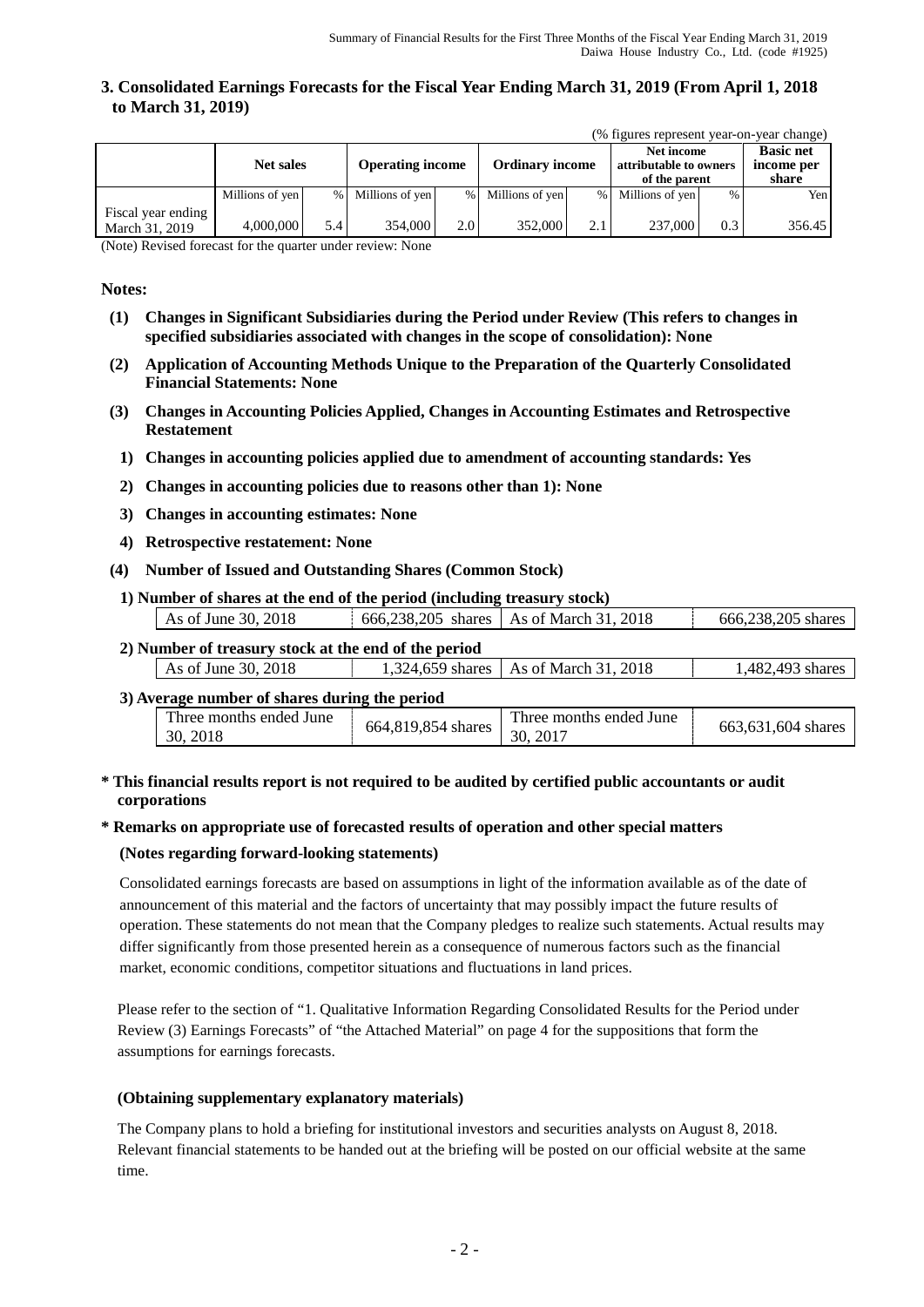## 3. Consolidated Earnings Forecasts for the Fiscal Year Ending March 31, 2019 (From April 1, 2018 to March 31, 2019)

(% figures represent year-on-year change)

| | Net sales | | Operating income | | Ordinary income | | Net income attributable to owners of the parent | | Basic net income per share |
|---|---|---|---|---|---|---|---|---|---|
| | Millions of yen | % | Millions of yen | % | Millions of yen | % | Millions of yen | % | Yen |
| Fiscal year ending March 31, 2019 | 4,000,000 | 5.4 | 354,000 | 2.0 | 352,000 | 2.1 | 237,000 | 0.3 | 356.45 |

(Note) Revised forecast for the quarter under review: None

**Notes:**

**(1) Changes in Significant Subsidiaries during the Period under Review (This refers to changes in specified subsidiaries associated with changes in the scope of consolidation): None**

**(2) Application of Accounting Methods Unique to the Preparation of the Quarterly Consolidated Financial Statements: None**

**(3) Changes in Accounting Policies Applied, Changes in Accounting Estimates and Retrospective Restatement**

**1) Changes in accounting policies applied due to amendment of accounting standards: Yes**

**2) Changes in accounting policies due to reasons other than 1): None**

**3) Changes in accounting estimates: None**

**4) Retrospective restatement: None**

**(4) Number of Issued and Outstanding Shares (Common Stock)**

**1) Number of shares at the end of the period (including treasury stock)**

| As of June 30, 2018 | 666,238,205 shares | As of March 31, 2018 | 666,238,205 shares |
|---|---|---|---|

**2) Number of treasury stock at the end of the period**

| As of June 30, 2018 | 1,324,659 shares | As of March 31, 2018 | 1,482,493 shares |
|---|---|---|---|

**3) Average number of shares during the period**

| Three months ended June 30, 2018 | 664,819,854 shares | Three months ended June 30, 2017 | 663,631,604 shares |
|---|---|---|---|

**\* This financial results report is not required to be audited by certified public accountants or audit corporations**

**\* Remarks on appropriate use of forecasted results of operation and other special matters**

**(Notes regarding forward-looking statements)**

Consolidated earnings forecasts are based on assumptions in light of the information available as of the date of announcement of this material and the factors of uncertainty that may possibly impact the future results of operation. These statements do not mean that the Company pledges to realize such statements. Actual results may differ significantly from those presented herein as a consequence of numerous factors such as the financial market, economic conditions, competitor situations and fluctuations in land prices.

Please refer to the section of "1. Qualitative Information Regarding Consolidated Results for the Period under Review (3) Earnings Forecasts" of "the Attached Material" on page 4 for the suppositions that form the assumptions for earnings forecasts.

**(Obtaining supplementary explanatory materials)**

The Company plans to hold a briefing for institutional investors and securities analysts on August 8, 2018. Relevant financial statements to be handed out at the briefing will be posted on our official website at the same time.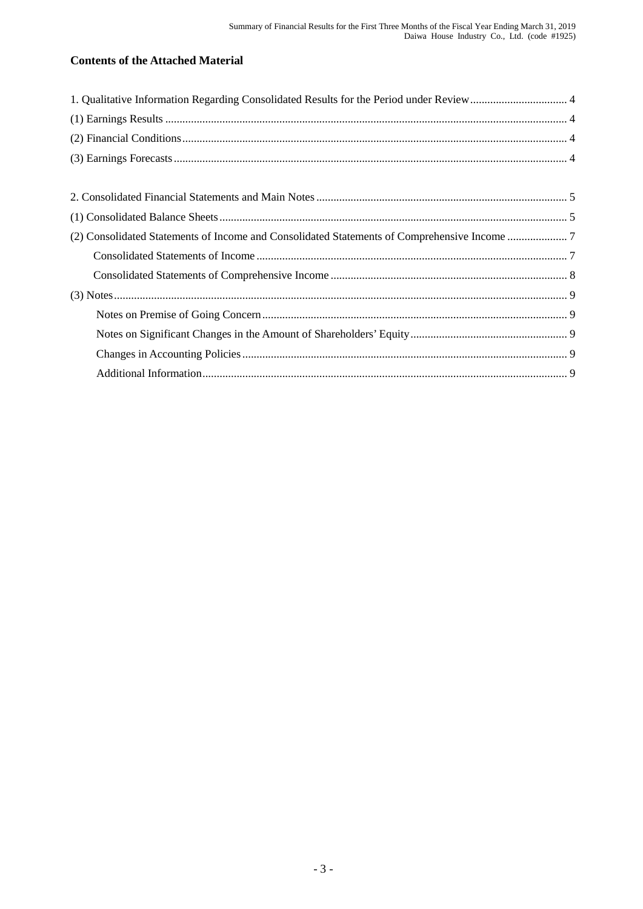## Contents of the Attached Material

1. Qualitative Information Regarding Consolidated Results for the Period under Review .................................. 4

(1) Earnings Results ............................................................................................................................................ 4

(2) Financial Conditions ...................................................................................................................................... 4

(3) Earnings Forecasts ......................................................................................................................................... 4

2. Consolidated Financial Statements and Main Notes ........................................................................................ 5

(1) Consolidated Balance Sheets .......................................................................................................................... 5

(2) Consolidated Statements of Income and Consolidated Statements of Comprehensive Income ..................... 7

Consolidated Statements of Income ............................................................................................................. 7

Consolidated Statements of Comprehensive Income ................................................................................... 8

(3) Notes ............................................................................................................................................................. 9

Notes on Premise of Going Concern ........................................................................................................... 9

Notes on Significant Changes in the Amount of Shareholders' Equity ....................................................... 9

Changes in Accounting Policies .................................................................................................................. 9

Additional Information ................................................................................................................................ 9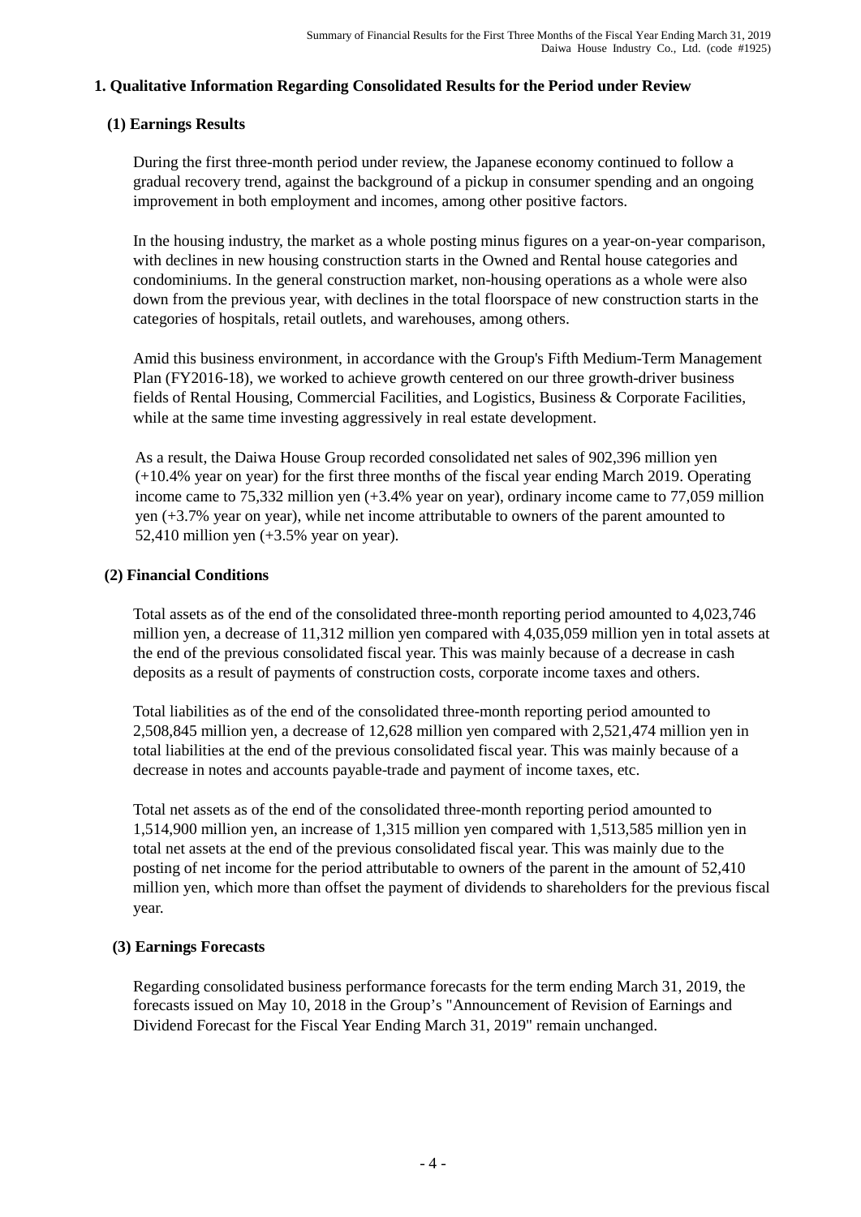## 1. Qualitative Information Regarding Consolidated Results for the Period under Review

### (1) Earnings Results

During the first three-month period under review, the Japanese economy continued to follow a gradual recovery trend, against the background of a pickup in consumer spending and an ongoing improvement in both employment and incomes, among other positive factors.

In the housing industry, the market as a whole posting minus figures on a year-on-year comparison, with declines in new housing construction starts in the Owned and Rental house categories and condominiums. In the general construction market, non-housing operations as a whole were also down from the previous year, with declines in the total floorspace of new construction starts in the categories of hospitals, retail outlets, and warehouses, among others.

Amid this business environment, in accordance with the Group's Fifth Medium-Term Management Plan (FY2016-18), we worked to achieve growth centered on our three growth-driver business fields of Rental Housing, Commercial Facilities, and Logistics, Business & Corporate Facilities, while at the same time investing aggressively in real estate development.

As a result, the Daiwa House Group recorded consolidated net sales of 902,396 million yen (+10.4% year on year) for the first three months of the fiscal year ending March 2019. Operating income came to 75,332 million yen (+3.4% year on year), ordinary income came to 77,059 million yen (+3.7% year on year), while net income attributable to owners of the parent amounted to 52,410 million yen (+3.5% year on year).

### (2) Financial Conditions

Total assets as of the end of the consolidated three-month reporting period amounted to 4,023,746 million yen, a decrease of 11,312 million yen compared with 4,035,059 million yen in total assets at the end of the previous consolidated fiscal year. This was mainly because of a decrease in cash deposits as a result of payments of construction costs, corporate income taxes and others.

Total liabilities as of the end of the consolidated three-month reporting period amounted to 2,508,845 million yen, a decrease of 12,628 million yen compared with 2,521,474 million yen in total liabilities at the end of the previous consolidated fiscal year. This was mainly because of a decrease in notes and accounts payable-trade and payment of income taxes, etc.

Total net assets as of the end of the consolidated three-month reporting period amounted to 1,514,900 million yen, an increase of 1,315 million yen compared with 1,513,585 million yen in total net assets at the end of the previous consolidated fiscal year. This was mainly due to the posting of net income for the period attributable to owners of the parent in the amount of 52,410 million yen, which more than offset the payment of dividends to shareholders for the previous fiscal year.

### (3) Earnings Forecasts

Regarding consolidated business performance forecasts for the term ending March 31, 2019, the forecasts issued on May 10, 2018 in the Group's "Announcement of Revision of Earnings and Dividend Forecast for the Fiscal Year Ending March 31, 2019" remain unchanged.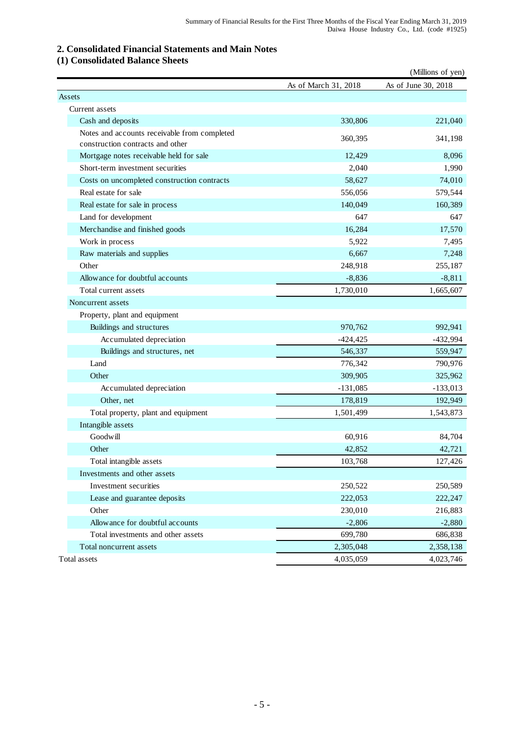## 2. Consolidated Financial Statements and Main Notes

### (1) Consolidated Balance Sheets

(Millions of yen)

| | As of March 31, 2018 | As of June 30, 2018 |
|---|---|---|
| Assets | | |
| Current assets | | |
| Cash and deposits | 330,806 | 221,040 |
| Notes and accounts receivable from completed construction contracts and other | 360,395 | 341,198 |
| Mortgage notes receivable held for sale | 12,429 | 8,096 |
| Short-term investment securities | 2,040 | 1,990 |
| Costs on uncompleted construction contracts | 58,627 | 74,010 |
| Real estate for sale | 556,056 | 579,544 |
| Real estate for sale in process | 140,049 | 160,389 |
| Land for development | 647 | 647 |
| Merchandise and finished goods | 16,284 | 17,570 |
| Work in process | 5,922 | 7,495 |
| Raw materials and supplies | 6,667 | 7,248 |
| Other | 248,918 | 255,187 |
| Allowance for doubtful accounts | -8,836 | -8,811 |
| Total current assets | 1,730,010 | 1,665,607 |
| Noncurrent assets | | |
| Property, plant and equipment | | |
| Buildings and structures | 970,762 | 992,941 |
| Accumulated depreciation | -424,425 | -432,994 |
| Buildings and structures, net | 546,337 | 559,947 |
| Land | 776,342 | 790,976 |
| Other | 309,905 | 325,962 |
| Accumulated depreciation | -131,085 | -133,013 |
| Other, net | 178,819 | 192,949 |
| Total property, plant and equipment | 1,501,499 | 1,543,873 |
| Intangible assets | | |
| Goodwill | 60,916 | 84,704 |
| Other | 42,852 | 42,721 |
| Total intangible assets | 103,768 | 127,426 |
| Investments and other assets | | |
| Investment securities | 250,522 | 250,589 |
| Lease and guarantee deposits | 222,053 | 222,247 |
| Other | 230,010 | 216,883 |
| Allowance for doubtful accounts | -2,806 | -2,880 |
| Total investments and other assets | 699,780 | 686,838 |
| Total noncurrent assets | 2,305,048 | 2,358,138 |
| Total assets | 4,035,059 | 4,023,746 |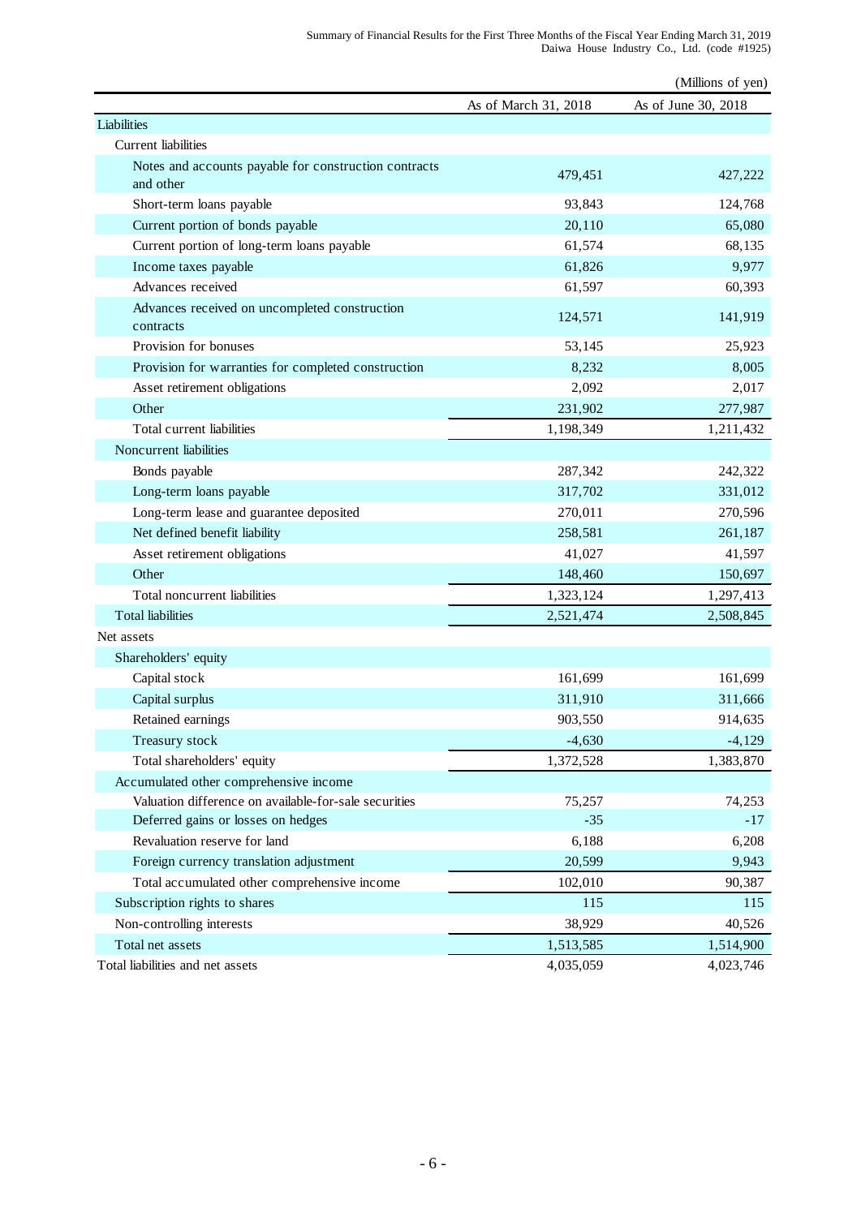(Millions of yen)

| | As of March 31, 2018 | As of June 30, 2018 |
|---|---|---|
| Liabilities | | |
| Current liabilities | | |
| Notes and accounts payable for construction contracts and other | 479,451 | 427,222 |
| Short-term loans payable | 93,843 | 124,768 |
| Current portion of bonds payable | 20,110 | 65,080 |
| Current portion of long-term loans payable | 61,574 | 68,135 |
| Income taxes payable | 61,826 | 9,977 |
| Advances received | 61,597 | 60,393 |
| Advances received on uncompleted construction contracts | 124,571 | 141,919 |
| Provision for bonuses | 53,145 | 25,923 |
| Provision for warranties for completed construction | 8,232 | 8,005 |
| Asset retirement obligations | 2,092 | 2,017 |
| Other | 231,902 | 277,987 |
| Total current liabilities | 1,198,349 | 1,211,432 |
| Noncurrent liabilities | | |
| Bonds payable | 287,342 | 242,322 |
| Long-term loans payable | 317,702 | 331,012 |
| Long-term lease and guarantee deposited | 270,011 | 270,596 |
| Net defined benefit liability | 258,581 | 261,187 |
| Asset retirement obligations | 41,027 | 41,597 |
| Other | 148,460 | 150,697 |
| Total noncurrent liabilities | 1,323,124 | 1,297,413 |
| Total liabilities | 2,521,474 | 2,508,845 |
| Net assets | | |
| Shareholders' equity | | |
| Capital stock | 161,699 | 161,699 |
| Capital surplus | 311,910 | 311,666 |
| Retained earnings | 903,550 | 914,635 |
| Treasury stock | -4,630 | -4,129 |
| Total shareholders' equity | 1,372,528 | 1,383,870 |
| Accumulated other comprehensive income | | |
| Valuation difference on available-for-sale securities | 75,257 | 74,253 |
| Deferred gains or losses on hedges | -35 | -17 |
| Revaluation reserve for land | 6,188 | 6,208 |
| Foreign currency translation adjustment | 20,599 | 9,943 |
| Total accumulated other comprehensive income | 102,010 | 90,387 |
| Subscription rights to shares | 115 | 115 |
| Non-controlling interests | 38,929 | 40,526 |
| Total net assets | 1,513,585 | 1,514,900 |
| Total liabilities and net assets | 4,035,059 | 4,023,746 |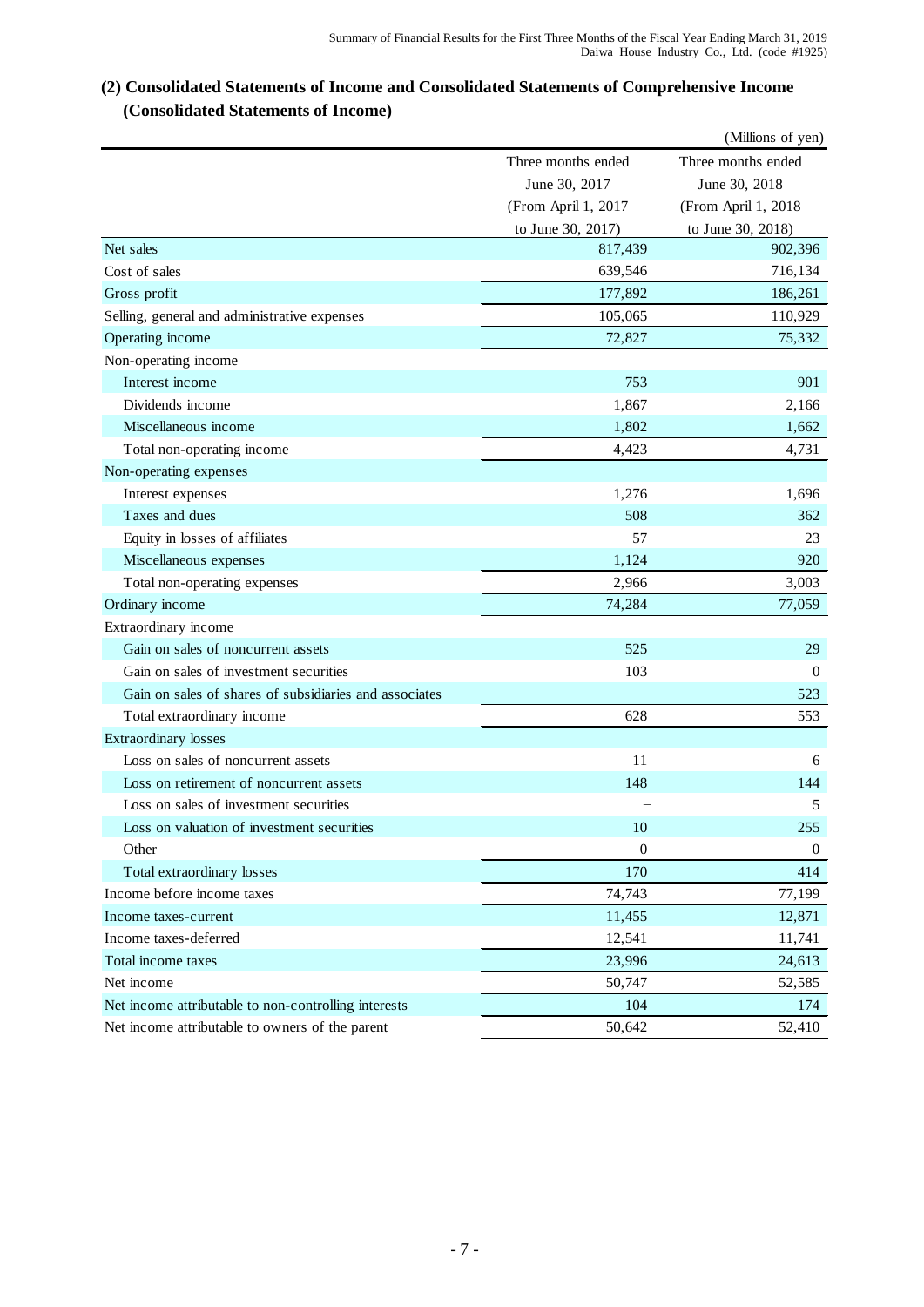## (2) Consolidated Statements of Income and Consolidated Statements of Comprehensive Income

## (Consolidated Statements of Income)

(Millions of yen)

| | Three months ended June 30, 2017 (From April 1, 2017 to June 30, 2017) | Three months ended June 30, 2018 (From April 1, 2018 to June 30, 2018) |
|---|---|---|
| Net sales | 817,439 | 902,396 |
| Cost of sales | 639,546 | 716,134 |
| Gross profit | 177,892 | 186,261 |
| Selling, general and administrative expenses | 105,065 | 110,929 |
| Operating income | 72,827 | 75,332 |
| Non-operating income | | |
| Interest income | 753 | 901 |
| Dividends income | 1,867 | 2,166 |
| Miscellaneous income | 1,802 | 1,662 |
| Total non-operating income | 4,423 | 4,731 |
| Non-operating expenses | | |
| Interest expenses | 1,276 | 1,696 |
| Taxes and dues | 508 | 362 |
| Equity in losses of affiliates | 57 | 23 |
| Miscellaneous expenses | 1,124 | 920 |
| Total non-operating expenses | 2,966 | 3,003 |
| Ordinary income | 74,284 | 77,059 |
| Extraordinary income | | |
| Gain on sales of noncurrent assets | 525 | 29 |
| Gain on sales of investment securities | 103 | 0 |
| Gain on sales of shares of subsidiaries and associates | – | 523 |
| Total extraordinary income | 628 | 553 |
| Extraordinary losses | | |
| Loss on sales of noncurrent assets | 11 | 6 |
| Loss on retirement of noncurrent assets | 148 | 144 |
| Loss on sales of investment securities | – | 5 |
| Loss on valuation of investment securities | 10 | 255 |
| Other | 0 | 0 |
| Total extraordinary losses | 170 | 414 |
| Income before income taxes | 74,743 | 77,199 |
| Income taxes-current | 11,455 | 12,871 |
| Income taxes-deferred | 12,541 | 11,741 |
| Total income taxes | 23,996 | 24,613 |
| Net income | 50,747 | 52,585 |
| Net income attributable to non-controlling interests | 104 | 174 |
| Net income attributable to owners of the parent | 50,642 | 52,410 |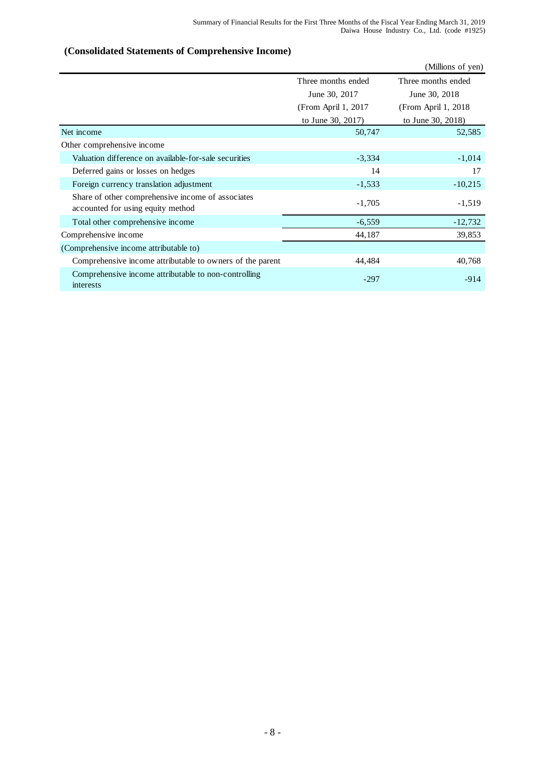**(Consolidated Statements of Comprehensive Income)**

(Millions of yen)

| | Three months ended June 30, 2017 (From April 1, 2017 to June 30, 2017) | Three months ended June 30, 2018 (From April 1, 2018 to June 30, 2018) |
|---|---|---|
| Net income | 50,747 | 52,585 |
| Other comprehensive income | | |
| Valuation difference on available-for-sale securities | -3,334 | -1,014 |
| Deferred gains or losses on hedges | 14 | 17 |
| Foreign currency translation adjustment | -1,533 | -10,215 |
| Share of other comprehensive income of associates accounted for using equity method | -1,705 | -1,519 |
| Total other comprehensive income | -6,559 | -12,732 |
| Comprehensive income | 44,187 | 39,853 |
| (Comprehensive income attributable to) | | |
| Comprehensive income attributable to owners of the parent | 44,484 | 40,768 |
| Comprehensive income attributable to non-controlling interests | -297 | -914 |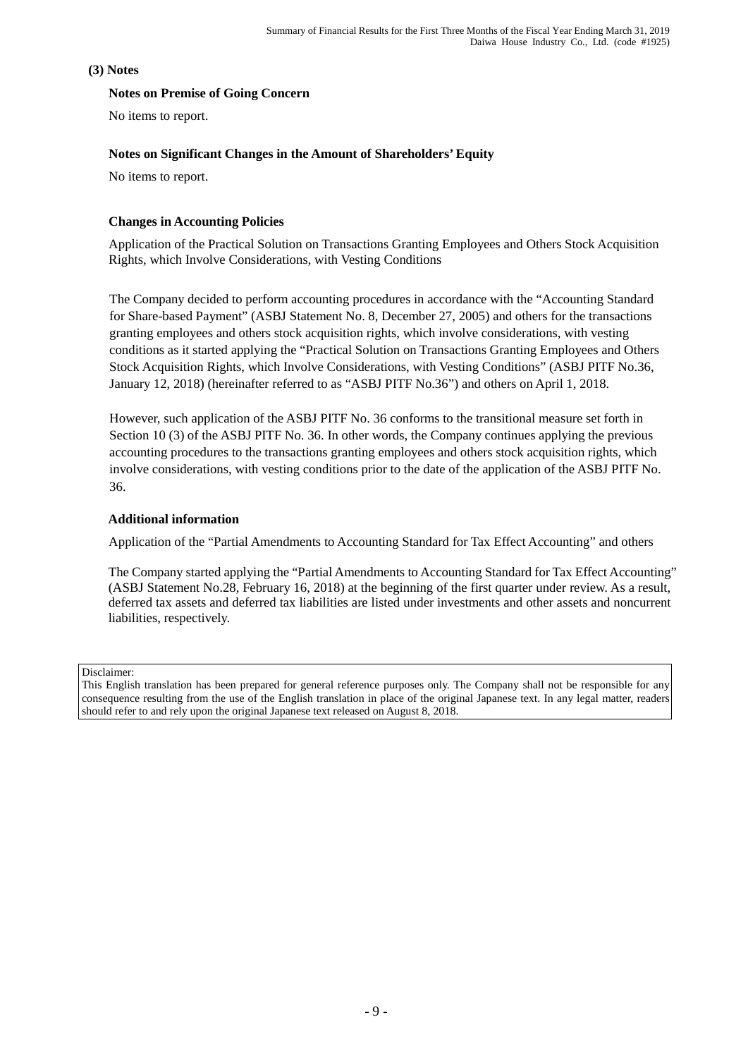### (3) Notes

**Notes on Premise of Going Concern**

No items to report.

**Notes on Significant Changes in the Amount of Shareholders' Equity**

No items to report.

**Changes in Accounting Policies**

Application of the Practical Solution on Transactions Granting Employees and Others Stock Acquisition Rights, which Involve Considerations, with Vesting Conditions

The Company decided to perform accounting procedures in accordance with the "Accounting Standard for Share-based Payment" (ASBJ Statement No. 8, December 27, 2005) and others for the transactions granting employees and others stock acquisition rights, which involve considerations, with vesting conditions as it started applying the "Practical Solution on Transactions Granting Employees and Others Stock Acquisition Rights, which Involve Considerations, with Vesting Conditions" (ASBJ PITF No.36, January 12, 2018) (hereinafter referred to as "ASBJ PITF No.36") and others on April 1, 2018.

However, such application of the ASBJ PITF No. 36 conforms to the transitional measure set forth in Section 10 (3) of the ASBJ PITF No. 36. In other words, the Company continues applying the previous accounting procedures to the transactions granting employees and others stock acquisition rights, which involve considerations, with vesting conditions prior to the date of the application of the ASBJ PITF No. 36.

**Additional information**

Application of the "Partial Amendments to Accounting Standard for Tax Effect Accounting" and others

The Company started applying the "Partial Amendments to Accounting Standard for Tax Effect Accounting" (ASBJ Statement No.28, February 16, 2018) at the beginning of the first quarter under review. As a result, deferred tax assets and deferred tax liabilities are listed under investments and other assets and noncurrent liabilities, respectively.

Disclaimer:
This English translation has been prepared for general reference purposes only. The Company shall not be responsible for any consequence resulting from the use of the English translation in place of the original Japanese text. In any legal matter, readers should refer to and rely upon the original Japanese text released on August 8, 2018.